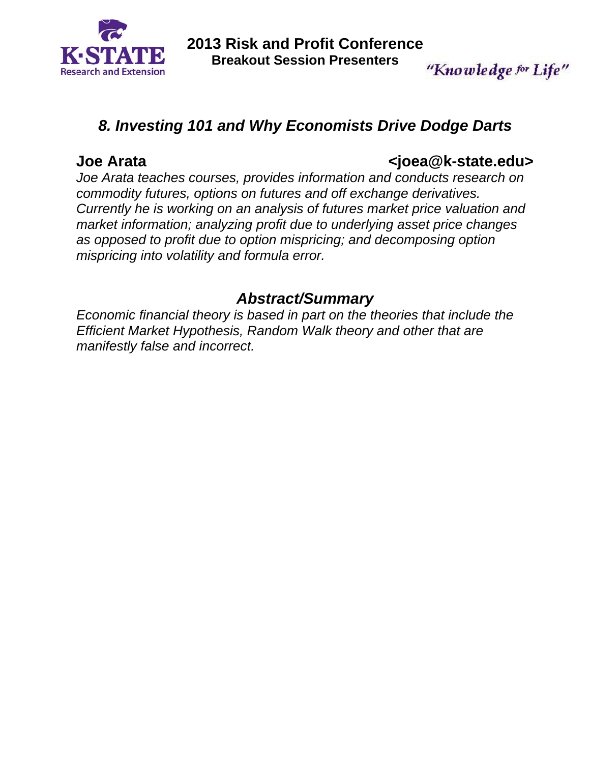**2013 Risk and Profit Conference**
**Breakout Session Presenters**

K-STATE Research and Extension

*"Knowledge for Life"*

## *8. Investing 101 and Why Economists Drive Dodge Darts*

**Joe Arata** **<joea@k-state.edu>**

*Joe Arata teaches courses, provides information and conducts research on commodity futures, options on futures and off exchange derivatives. Currently he is working on an analysis of futures market price valuation and market information; analyzing profit due to underlying asset price changes as opposed to profit due to option mispricing; and decomposing option mispricing into volatility and formula error.*

### *Abstract/Summary*

*Economic financial theory is based in part on the theories that include the Efficient Market Hypothesis, Random Walk theory and other that are manifestly false and incorrect.*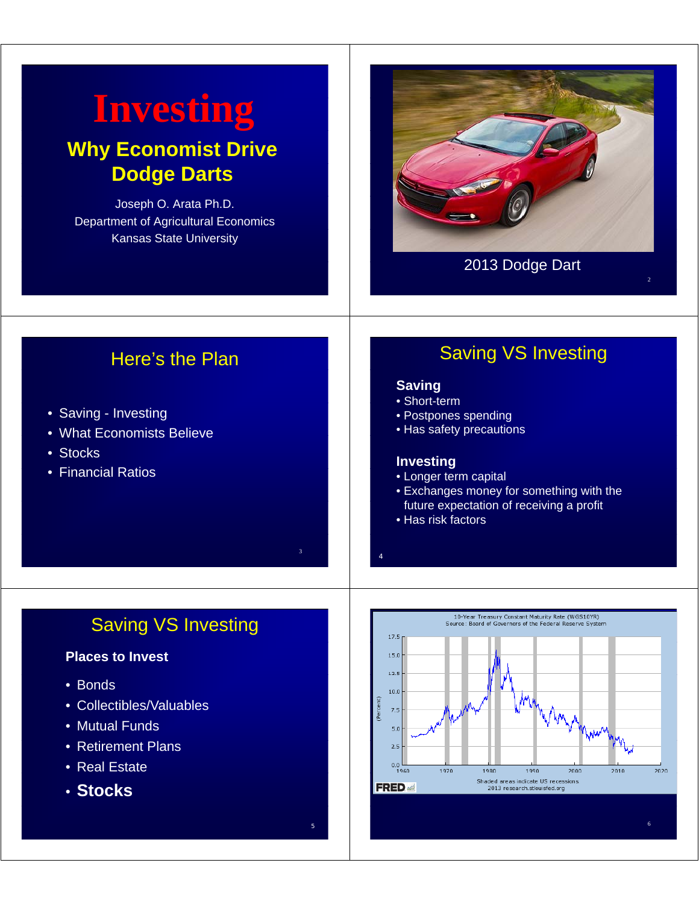# Investing

## Why Economist Drive Dodge Darts

Joseph O. Arata Ph.D.
Department of Agricultural Economics
Kansas State University

2013 Dodge Dart

## Here's the Plan

- Saving - Investing
- What Economists Believe
- Stocks
- Financial Ratios

## Saving VS Investing

**Saving**

- Short-term
- Postpones spending
- Has safety precautions

**Investing**

- Longer term capital
- Exchanges money for something with the future expectation of receiving a profit
- Has risk factors

## Saving VS Investing

**Places to Invest**

- Bonds
- Collectibles/Valuables
- Mutual Funds
- Retirement Plans
- Real Estate
- **Stocks**

10-Year Treasury Constant Maturity Rate (WGS10YR)
Source: Board of Governors of the Federal Reserve System

Shaded areas indicate US recessions
2013 research.stlouisfed.org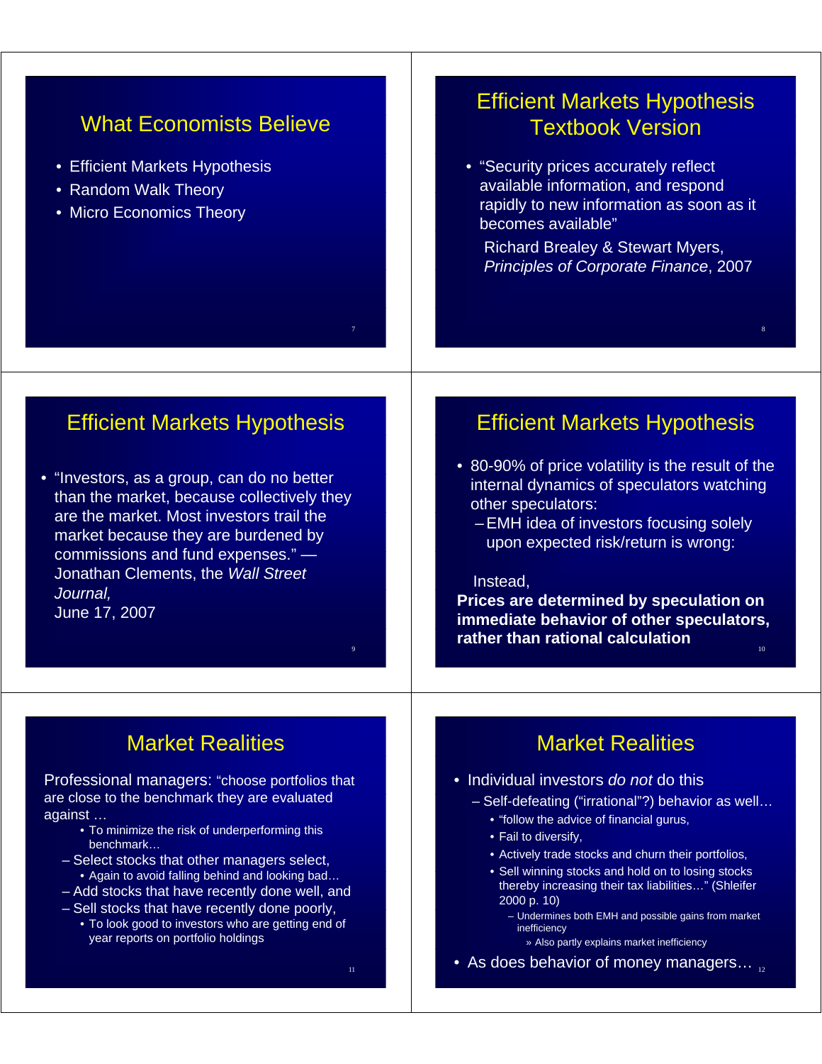## What Economists Believe

- Efficient Markets Hypothesis
- Random Walk Theory
- Micro Economics Theory

## Efficient Markets Hypothesis Textbook Version

- "Security prices accurately reflect available information, and respond rapidly to new information as soon as it becomes available"

  Richard Brealey & Stewart Myers, *Principles of Corporate Finance*, 2007

## Efficient Markets Hypothesis

- "Investors, as a group, can do no better than the market, because collectively they are the market. Most investors trail the market because they are burdened by commissions and fund expenses." — Jonathan Clements, the *Wall Street Journal,* June 17, 2007

## Efficient Markets Hypothesis

- 80-90% of price volatility is the result of the internal dynamics of speculators watching other speculators:
  - EMH idea of investors focusing solely upon expected risk/return is wrong:

  Instead,

**Prices are determined by speculation on immediate behavior of other speculators, rather than rational calculation**

## Market Realities

Professional managers: "choose portfolios that are close to the benchmark they are evaluated against …

- To minimize the risk of underperforming this benchmark…
- Select stocks that other managers select,
  - Again to avoid falling behind and looking bad…
- Add stocks that have recently done well, and
- Sell stocks that have recently done poorly,
  - To look good to investors who are getting end of year reports on portfolio holdings

## Market Realities

- Individual investors *do not* do this
  - Self-defeating ("irrational"?) behavior as well…
    - "follow the advice of financial gurus,
    - Fail to diversify,
    - Actively trade stocks and churn their portfolios,
    - Sell winning stocks and hold on to losing stocks thereby increasing their tax liabilities…" (Shleifer 2000 p. 10)
      - Undermines both EMH and possible gains from market inefficiency
        - » Also partly explains market inefficiency
- As does behavior of money managers…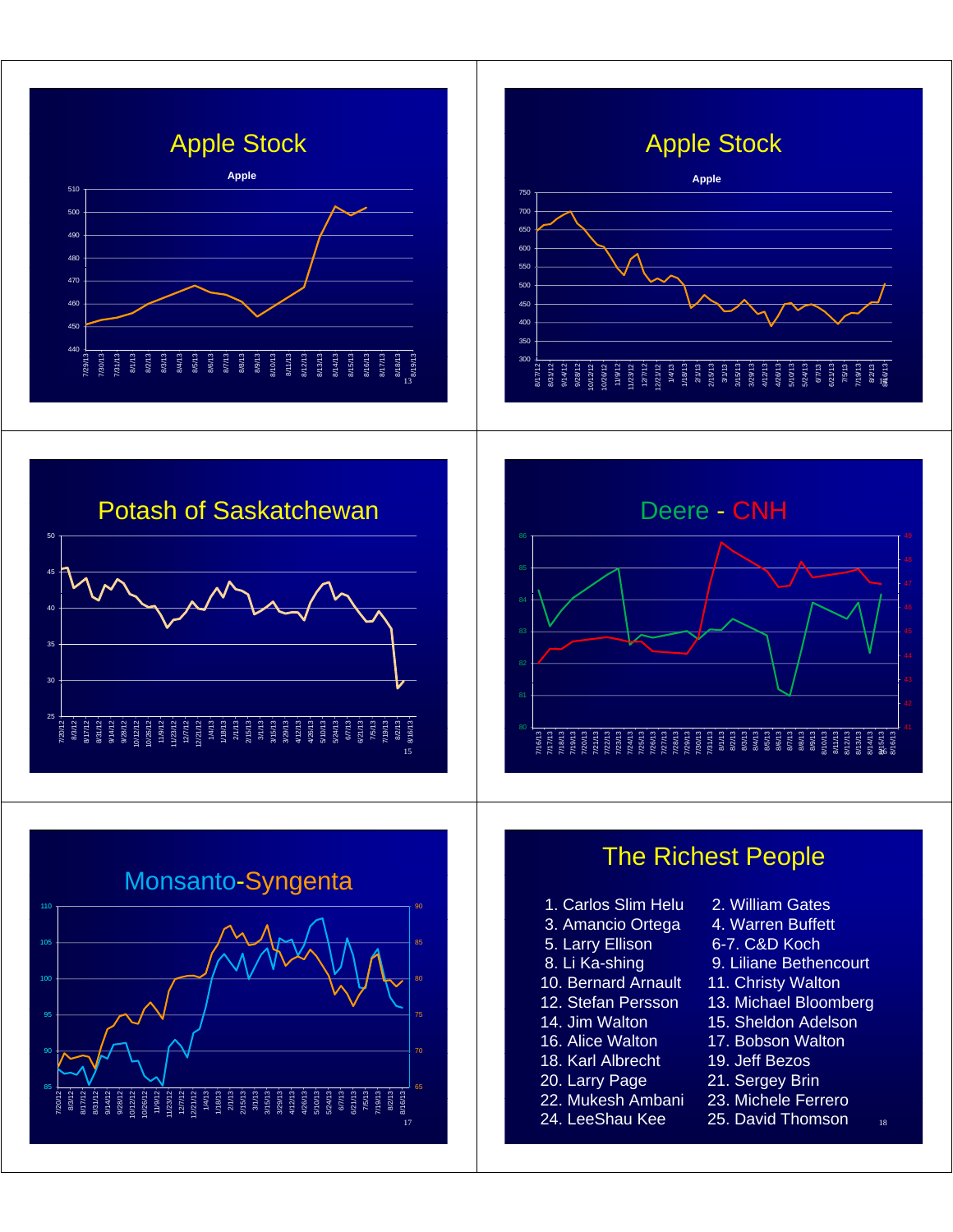## Apple Stock

Apple

## Apple Stock

Apple

## Potash of Saskatchewan

## Deere - CNH

## Monsanto-Syngenta

## The Richest People

1. Carlos Slim Helu
2. William Gates
3. Amancio Ortega
4. Warren Buffett
5. Larry Ellison
6-7. C&D Koch
8. Li Ka-shing
9. Liliane Bethencourt
10. Bernard Arnault
11. Christy Walton
12. Stefan Persson
13. Michael Bloomberg
14. Jim Walton
15. Sheldon Adelson
16. Alice Walton
17. Bobson Walton
18. Karl Albrecht
19. Jeff Bezos
20. Larry Page
21. Sergey Brin
22. Mukesh Ambani
23. Michele Ferrero
24. LeeShau Kee
25. David Thomson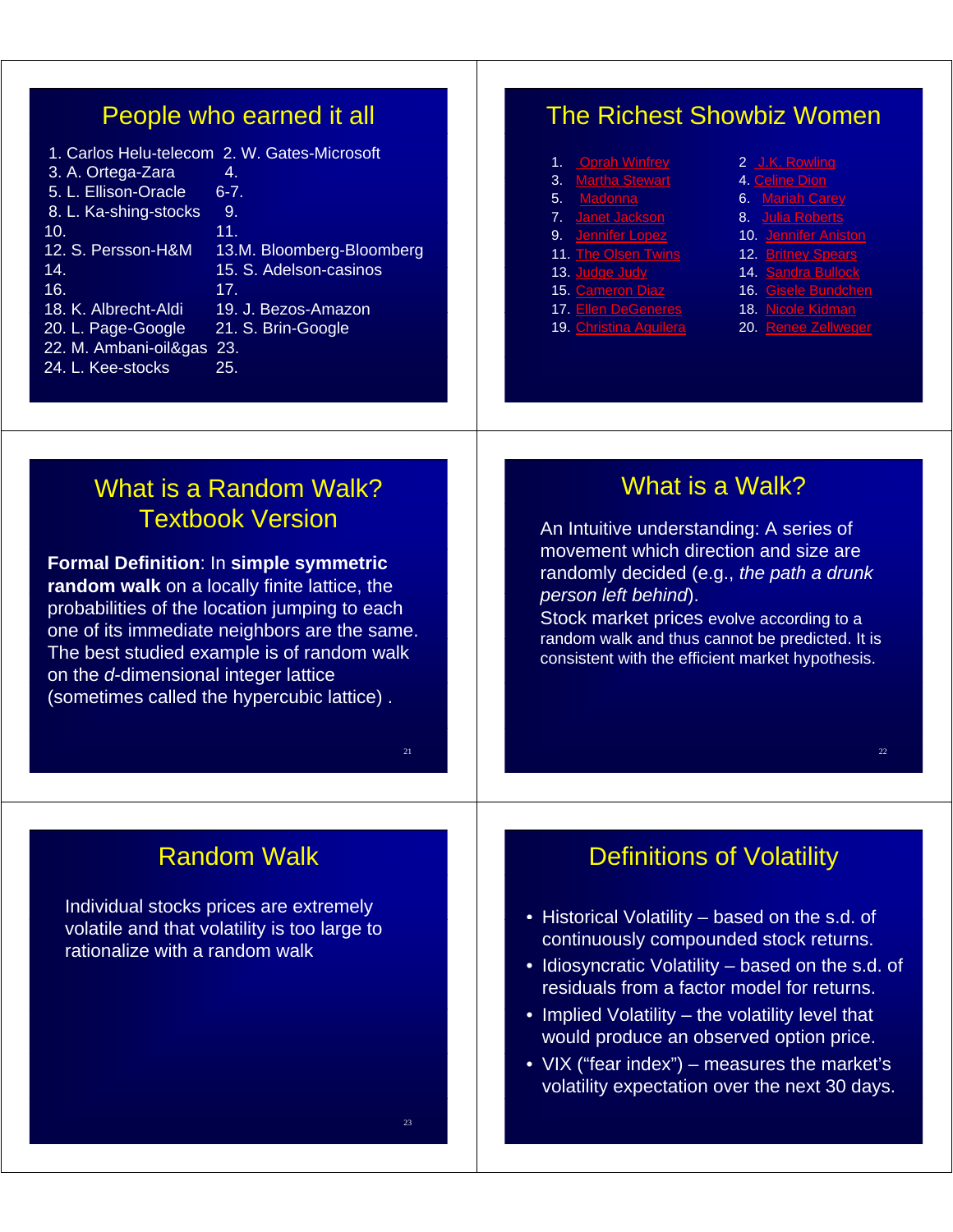## People who earned it all

1. Carlos Helu-telecom
2. W. Gates-Microsoft
3. A. Ortega-Zara
4. 
5. L. Ellison-Oracle
6-7. 
8. L. Ka-shing-stocks
9. 
10. 
11. 
12. S. Persson-H&M
13. M. Bloomberg-Bloomberg
14. 
15. S. Adelson-casinos
16. 
17. 
18. K. Albrecht-Aldi
19. J. Bezos-Amazon
20. L. Page-Google
21. S. Brin-Google
22. M. Ambani-oil&gas
23. 
24. L. Kee-stocks
25. 

## The Richest Showbiz Women

1. Oprah Winfrey
2. J.K. Rowling
3. Martha Stewart
4. Celine Dion
5. Madonna
6. Mariah Carey
7. Janet Jackson
8. Julia Roberts
9. Jennifer Lopez
10. Jennifer Aniston
11. The Olsen Twins
12. Britney Spears
13. Judge Judy
14. Sandra Bullock
15. Cameron Diaz
16. Gisele Bundchen
17. Ellen DeGeneres
18. Nicole Kidman
19. Christina Aguilera
20. Renee Zellweger

## What is a Random Walk? Textbook Version

**Formal Definition**: In **simple symmetric random walk** on a locally finite lattice, the probabilities of the location jumping to each one of its immediate neighbors are the same. The best studied example is of random walk on the *d*-dimensional integer lattice (sometimes called the hypercubic lattice) .

## What is a Walk?

An Intuitive understanding: A series of movement which direction and size are randomly decided (e.g., *the path a drunk person left behind*).

Stock market prices evolve according to a random walk and thus cannot be predicted. It is consistent with the efficient market hypothesis.

## Random Walk

Individual stocks prices are extremely volatile and that volatility is too large to rationalize with a random walk

## Definitions of Volatility

- Historical Volatility – based on the s.d. of continuously compounded stock returns.
- Idiosyncratic Volatility – based on the s.d. of residuals from a factor model for returns.
- Implied Volatility – the volatility level that would produce an observed option price.
- VIX ("fear index") – measures the market's volatility expectation over the next 30 days.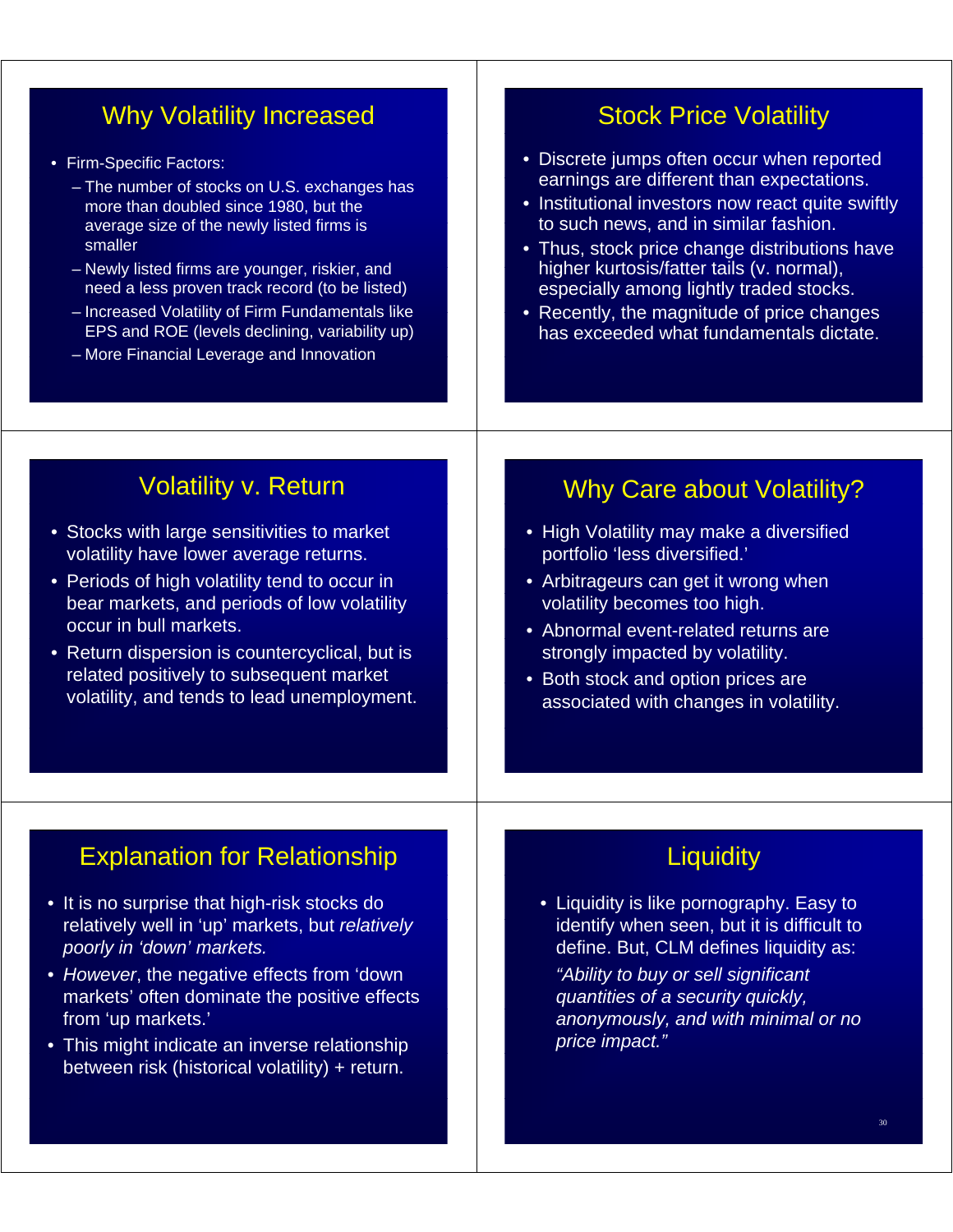## Why Volatility Increased

- Firm-Specific Factors:
  - The number of stocks on U.S. exchanges has more than doubled since 1980, but the average size of the newly listed firms is smaller
  - Newly listed firms are younger, riskier, and need a less proven track record (to be listed)
  - Increased Volatility of Firm Fundamentals like EPS and ROE (levels declining, variability up)
  - More Financial Leverage and Innovation

## Stock Price Volatility

- Discrete jumps often occur when reported earnings are different than expectations.
- Institutional investors now react quite swiftly to such news, and in similar fashion.
- Thus, stock price change distributions have higher kurtosis/fatter tails (v. normal), especially among lightly traded stocks.
- Recently, the magnitude of price changes has exceeded what fundamentals dictate.

## Volatility v. Return

- Stocks with large sensitivities to market volatility have lower average returns.
- Periods of high volatility tend to occur in bear markets, and periods of low volatility occur in bull markets.
- Return dispersion is countercyclical, but is related positively to subsequent market volatility, and tends to lead unemployment.

## Why Care about Volatility?

- High Volatility may make a diversified portfolio 'less diversified.'
- Arbitrageurs can get it wrong when volatility becomes too high.
- Abnormal event-related returns are strongly impacted by volatility.
- Both stock and option prices are associated with changes in volatility.

## Explanation for Relationship

- It is no surprise that high-risk stocks do relatively well in 'up' markets, but *relatively poorly in 'down' markets.*
- *However*, the negative effects from 'down markets' often dominate the positive effects from 'up markets.'
- This might indicate an inverse relationship between risk (historical volatility) + return.

## Liquidity

- Liquidity is like pornography. Easy to identify when seen, but it is difficult to define. But, CLM defines liquidity as:

  *"Ability to buy or sell significant quantities of a security quickly, anonymously, and with minimal or no price impact."*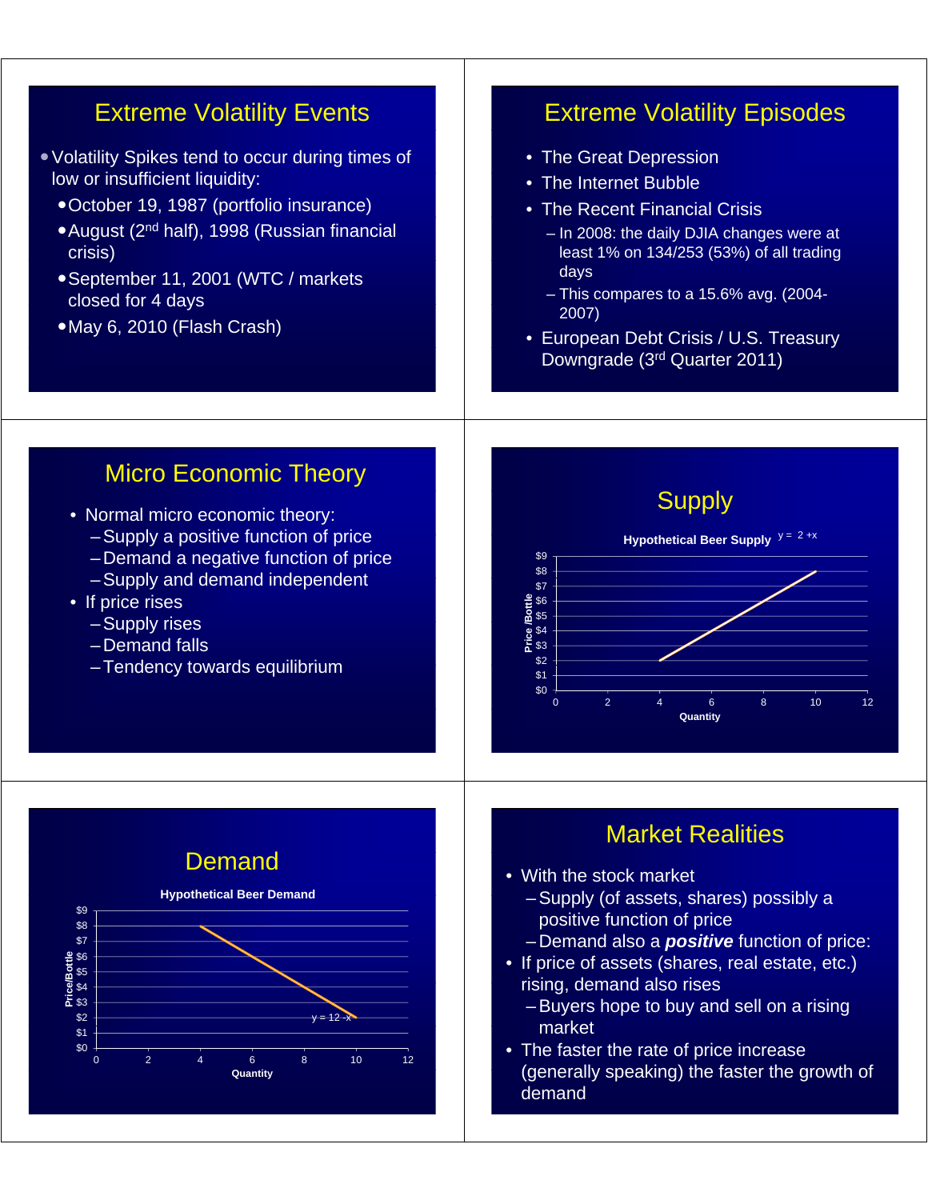## Extreme Volatility Events

- Volatility Spikes tend to occur during times of low or insufficient liquidity:
  - October 19, 1987 (portfolio insurance)
  - August (2nd half), 1998 (Russian financial crisis)
  - September 11, 2001 (WTC / markets closed for 4 days
  - May 6, 2010 (Flash Crash)

## Extreme Volatility Episodes

- The Great Depression
- The Internet Bubble
- The Recent Financial Crisis
  - In 2008: the daily DJIA changes were at least 1% on 134/253 (53%) of all trading days
  - This compares to a 15.6% avg. (2004-2007)
- European Debt Crisis / U.S. Treasury Downgrade (3rd Quarter 2011)

## Micro Economic Theory

- Normal micro economic theory:
  - Supply a positive function of price
  - Demand a negative function of price
  - Supply and demand independent
- If price rises
  - Supply rises
  - Demand falls
  - Tendency towards equilibrium

## Supply

**Hypothetical Beer Supply** $y = 2 + x$

Price /Bottle: $0 – $9; Quantity: 0 – 12

## Demand

**Hypothetical Beer Demand** $y = 12 - x$

Price/Bottle: $0 – $9; Quantity: 0 – 12

## Market Realities

- With the stock market
  - Supply (of assets, shares) possibly a positive function of price
  - Demand also a ***positive*** function of price:
- If price of assets (shares, real estate, etc.) rising, demand also rises
  - Buyers hope to buy and sell on a rising market
- The faster the rate of price increase (generally speaking) the faster the growth of demand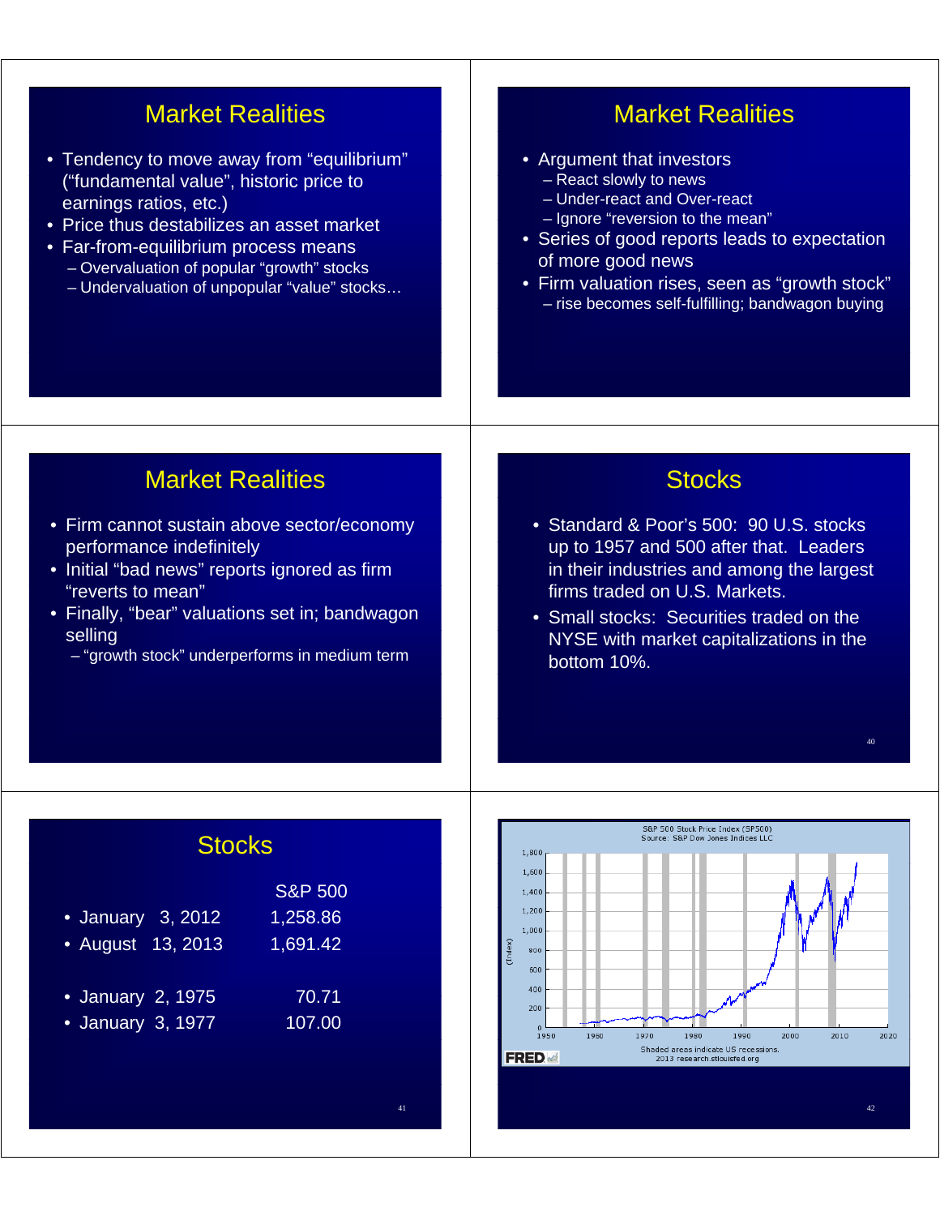## Market Realities

- Tendency to move away from "equilibrium" ("fundamental value", historic price to earnings ratios, etc.)
- Price thus destabilizes an asset market
- Far-from-equilibrium process means
  - Overvaluation of popular "growth" stocks
  - Undervaluation of unpopular "value" stocks…

## Market Realities

- Argument that investors
  - React slowly to news
  - Under-react and Over-react
  - Ignore "reversion to the mean"
- Series of good reports leads to expectation of more good news
- Firm valuation rises, seen as "growth stock"
  - rise becomes self-fulfilling; bandwagon buying

## Market Realities

- Firm cannot sustain above sector/economy performance indefinitely
- Initial "bad news" reports ignored as firm "reverts to mean"
- Finally, "bear" valuations set in; bandwagon selling
  - "growth stock" underperforms in medium term

## Stocks

- Standard & Poor's 500: 90 U.S. stocks up to 1957 and 500 after that. Leaders in their industries and among the largest firms traded on U.S. Markets.
- Small stocks: Securities traded on the NYSE with market capitalizations in the bottom 10%.

## Stocks

| | S&P 500 |
|---|---|
| January 3, 2012 | 1,258.86 |
| August 13, 2013 | 1,691.42 |
| January 2, 1975 | 70.71 |
| January 3, 1977 | 107.00 |

S&P 500 Stock Price Index (SP500)
Source: S&P Dow Jones Indices LLC

Shaded areas indicate US recessions.
2013 research.stlouisfed.org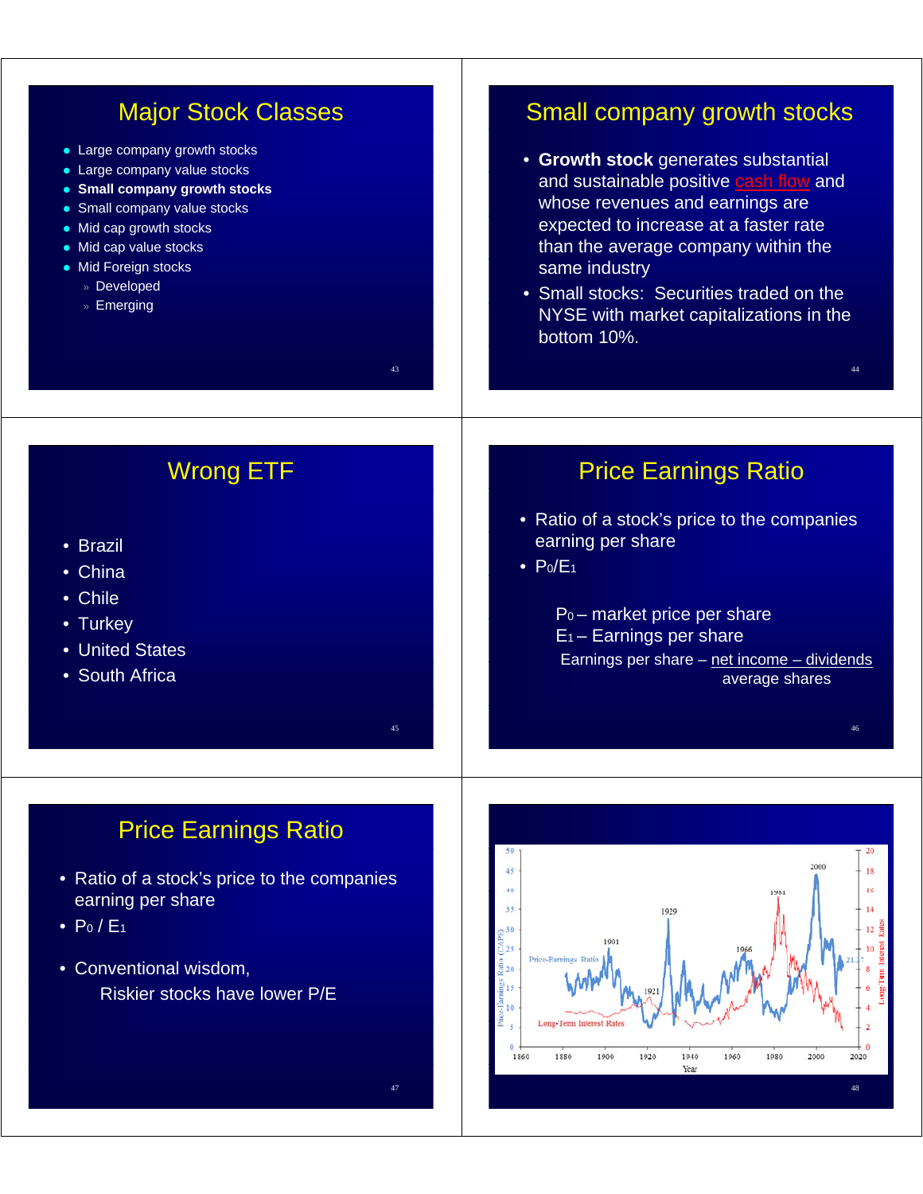## Major Stock Classes

- Large company growth stocks
- Large company value stocks
- **Small company growth stocks**
- Small company value stocks
- Mid cap growth stocks
- Mid cap value stocks
- Mid Foreign stocks
  - Developed
  - Emerging

## Small company growth stocks

- **Growth stock** generates substantial and sustainable positive cash flow and whose revenues and earnings are expected to increase at a faster rate than the average company within the same industry
- Small stocks: Securities traded on the NYSE with market capitalizations in the bottom 10%.

## Wrong ETF

- Brazil
- China
- Chile
- Turkey
- United States
- South Africa

## Price Earnings Ratio

- Ratio of a stock's price to the companies earning per share
- $P_0/E_1$

$P_0$ – market price per share
$E_1$ – Earnings per share

$$\text{Earnings per share} - \frac{\text{net income} - \text{dividends}}{\text{average shares}}$$

## Price Earnings Ratio

- Ratio of a stock's price to the companies earning per share
- $P_0 / E_1$
- Conventional wisdom,
  Riskier stocks have lower P/E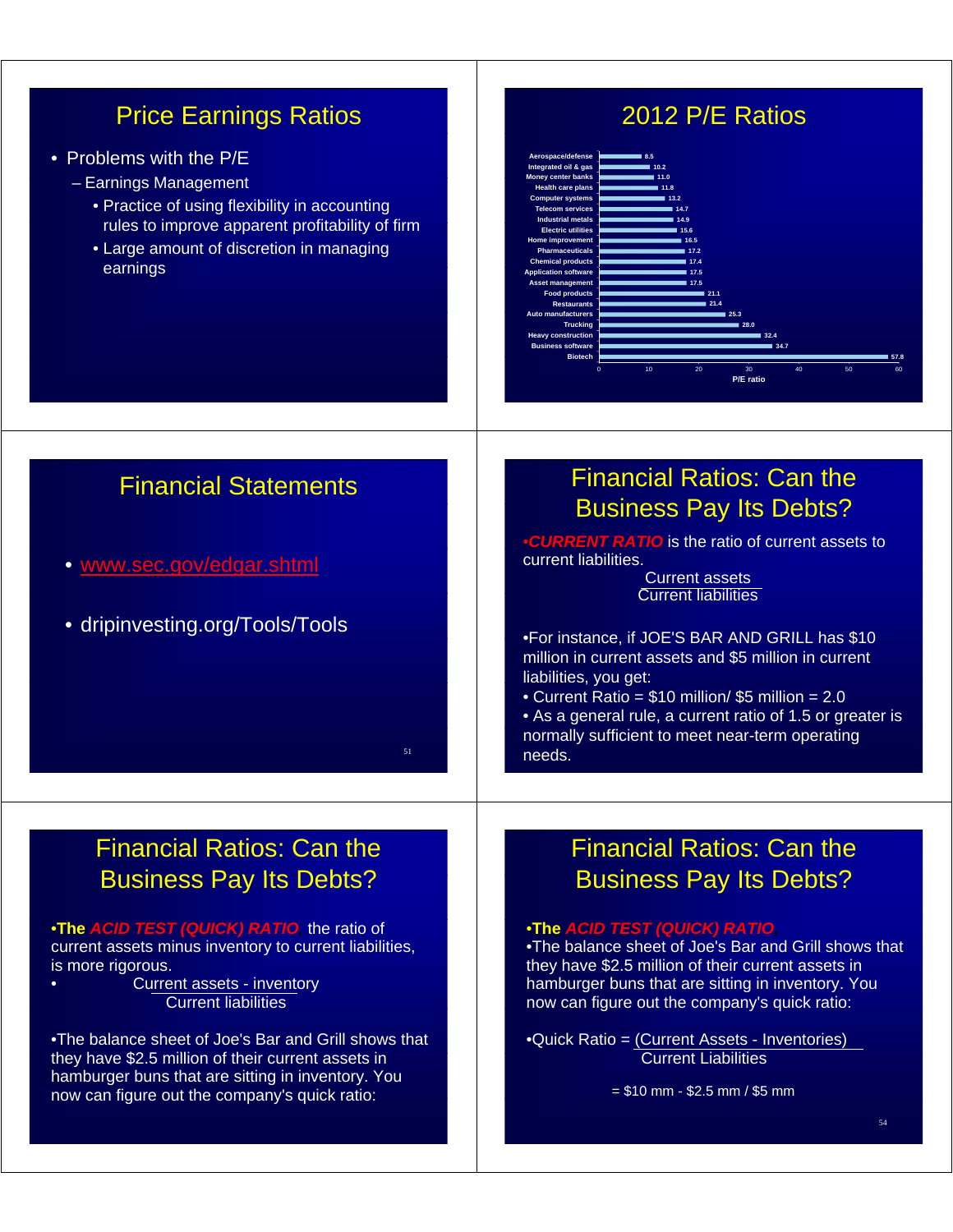## Price Earnings Ratios

- Problems with the P/E
  - Earnings Management
    - Practice of using flexibility in accounting rules to improve apparent profitability of firm
    - Large amount of discretion in managing earnings

## 2012 P/E Ratios

| Industry | P/E ratio |
|---|---|
| Aerospace/defense | 8.5 |
| Integrated oil & gas | 10.2 |
| Money center banks | 11.0 |
| Health care plans | 11.8 |
| Computer systems | 13.2 |
| Telecom services | 14.7 |
| Industrial metals | 14.9 |
| Electric utilities | 15.6 |
| Home improvement | 16.5 |
| Pharmaceuticals | 17.2 |
| Chemical products | 17.4 |
| Application software | 17.5 |
| Asset management | 17.5 |
| Food products | 21.1 |
| Restaurants | 21.4 |
| Auto manufacturers | 25.3 |
| Trucking | 28.0 |
| Heavy construction | 32.4 |
| Business software | 34.7 |
| Biotech | 57.8 |

## Financial Statements

- www.sec.gov/edgar.shtml
- dripinvesting.org/Tools/Tools

## Financial Ratios: Can the Business Pay Its Debts?

•*CURRENT RATIO* is the ratio of current assets to current liabilities.

$$\frac{\text{Current assets}}{\text{Current liabilities}}$$

•For instance, if JOE'S BAR AND GRILL has $10 million in current assets and $5 million in current liabilities, you get:
• Current Ratio = $10 million/ $5 million = 2.0
• As a general rule, a current ratio of 1.5 or greater is normally sufficient to meet near-term operating needs.

## Financial Ratios: Can the Business Pay Its Debts?

•**The** ***ACID TEST (QUICK) RATIO*** the ratio of current assets minus inventory to current liabilities, is more rigorous.

$$\frac{\text{Current assets - inventory}}{\text{Current liabilities}}$$

•The balance sheet of Joe's Bar and Grill shows that they have $2.5 million of their current assets in hamburger buns that are sitting in inventory. You now can figure out the company's quick ratio:

## Financial Ratios: Can the Business Pay Its Debts?

•**The** ***ACID TEST (QUICK) RATIO***
•The balance sheet of Joe's Bar and Grill shows that they have $2.5 million of their current assets in hamburger buns that are sitting in inventory. You now can figure out the company's quick ratio:

•Quick Ratio = $\frac{\text{(Current Assets - Inventories)}}{\text{Current Liabilities}}$

= $10 mm - $2.5 mm / $5 mm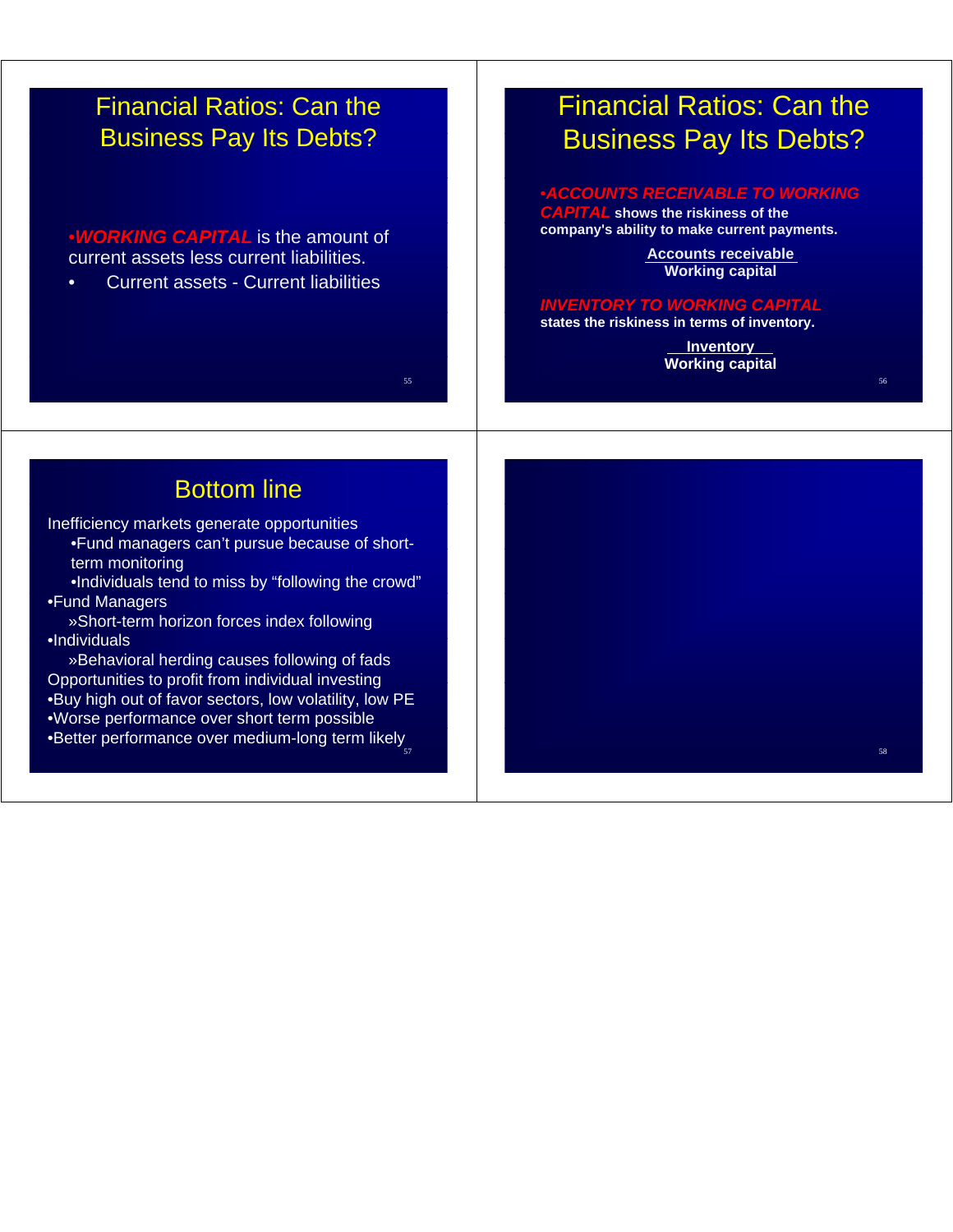## Financial Ratios: Can the Business Pay Its Debts?

- ***WORKING CAPITAL*** is the amount of current assets less current liabilities.
  - Current assets - Current liabilities

## Financial Ratios: Can the Business Pay Its Debts?

- ***ACCOUNTS RECEIVABLE TO WORKING CAPITAL*** **shows the riskiness of the company's ability to make current payments.**

$$\frac{\text{Accounts receivable}}{\text{Working capital}}$$

***INVENTORY TO WORKING CAPITAL*** **states the riskiness in terms of inventory.**

$$\frac{\text{Inventory}}{\text{Working capital}}$$

## Bottom line

Inefficiency markets generate opportunities

- Fund managers can't pursue because of short-term monitoring
- Individuals tend to miss by "following the crowd"

- Fund Managers
  - »Short-term horizon forces index following
- Individuals
  - »Behavioral herding causes following of fads

Opportunities to profit from individual investing

- Buy high out of favor sectors, low volatility, low PE
- Worse performance over short term possible
- Better performance over medium-long term likely